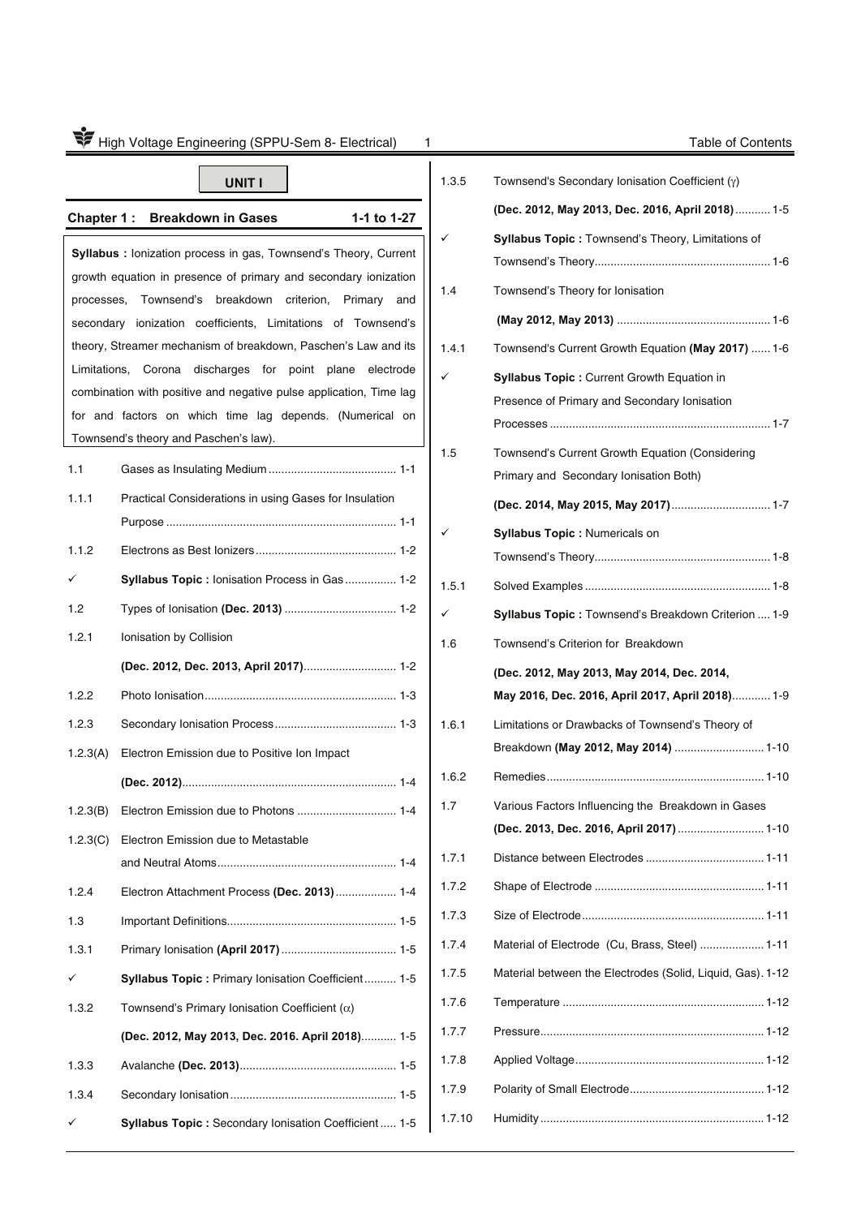## UNIT I

### Chapter 1 : Breakdown in Gases 1-1 to 1-27

**Syllabus :** Ionization process in gas, Townsend's Theory, Current growth equation in presence of primary and secondary ionization processes, Townsend's breakdown criterion, Primary and secondary ionization coefficients, Limitations of Townsend's theory, Streamer mechanism of breakdown, Paschen's Law and its Limitations, Corona discharges for point plane electrode combination with positive and negative pulse application, Time lag for and factors on which time lag depends. (Numerical on Townsend's theory and Paschen's law).

| | | |
|---|---|---|
| 1.1 | Gases as Insulating Medium | 1-1 |
| 1.1.1 | Practical Considerations in using Gases for Insulation Purpose | 1-1 |
| 1.1.2 | Electrons as Best Ionizers | 1-2 |
| ✓ | **Syllabus Topic :** Ionisation Process in Gas | 1-2 |
| 1.2 | Types of Ionisation **(Dec. 2013)** | 1-2 |
| 1.2.1 | Ionisation by Collision **(Dec. 2012, Dec. 2013, April 2017)** | 1-2 |
| 1.2.2 | Photo Ionisation | 1-3 |
| 1.2.3 | Secondary Ionisation Process | 1-3 |
| 1.2.3(A) | Electron Emission due to Positive Ion Impact **(Dec. 2012)** | 1-4 |
| 1.2.3(B) | Electron Emission due to Photons | 1-4 |
| 1.2.3(C) | Electron Emission due to Metastable and Neutral Atoms | 1-4 |
| 1.2.4 | Electron Attachment Process **(Dec. 2013)** | 1-4 |
| 1.3 | Important Definitions | 1-5 |
| 1.3.1 | Primary Ionisation **(April 2017)** | 1-5 |
| ✓ | **Syllabus Topic :** Primary Ionisation Coefficient | 1-5 |
| 1.3.2 | Townsend's Primary Ionisation Coefficient ($\alpha$) **(Dec. 2012, May 2013, Dec. 2016. April 2018)** | 1-5 |
| 1.3.3 | Avalanche **(Dec. 2013)** | 1-5 |
| 1.3.4 | Secondary Ionisation | 1-5 |
| ✓ | **Syllabus Topic :** Secondary Ionisation Coefficient | 1-5 |
| 1.3.5 | Townsend's Secondary Ionisation Coefficient ($\gamma$) **(Dec. 2012, May 2013, Dec. 2016, April 2018)** | 1-5 |
| ✓ | **Syllabus Topic :** Townsend's Theory, Limitations of Townsend's Theory | 1-6 |
| 1.4 | Townsend's Theory for Ionisation **(May 2012, May 2013)** | 1-6 |
| 1.4.1 | Townsend's Current Growth Equation **(May 2017)** | 1-6 |
| ✓ | **Syllabus Topic :** Current Growth Equation in Presence of Primary and Secondary Ionisation Processes | 1-7 |
| 1.5 | Townsend's Current Growth Equation (Considering Primary and Secondary Ionisation Both) **(Dec. 2014, May 2015, May 2017)** | 1-7 |
| ✓ | **Syllabus Topic :** Numericals on Townsend's Theory | 1-8 |
| 1.5.1 | Solved Examples | 1-8 |
| ✓ | **Syllabus Topic :** Townsend's Breakdown Criterion | 1-9 |
| 1.6 | Townsend's Criterion for Breakdown **(Dec. 2012, May 2013, May 2014, Dec. 2014, May 2016, Dec. 2016, April 2017, April 2018)** | 1-9 |
| 1.6.1 | Limitations or Drawbacks of Townsend's Theory of Breakdown **(May 2012, May 2014)** | 1-10 |
| 1.6.2 | Remedies | 1-10 |
| 1.7 | Various Factors Influencing the Breakdown in Gases **(Dec. 2013, Dec. 2016, April 2017)** | 1-10 |
| 1.7.1 | Distance between Electrodes | 1-11 |
| 1.7.2 | Shape of Electrode | 1-11 |
| 1.7.3 | Size of Electrode | 1-11 |
| 1.7.4 | Material of Electrode (Cu, Brass, Steel) | 1-11 |
| 1.7.5 | Material between the Electrodes (Solid, Liquid, Gas) | 1-12 |
| 1.7.6 | Temperature | 1-12 |
| 1.7.7 | Pressure | 1-12 |
| 1.7.8 | Applied Voltage | 1-12 |
| 1.7.9 | Polarity of Small Electrode | 1-12 |
| 1.7.10 | Humidity | 1-12 |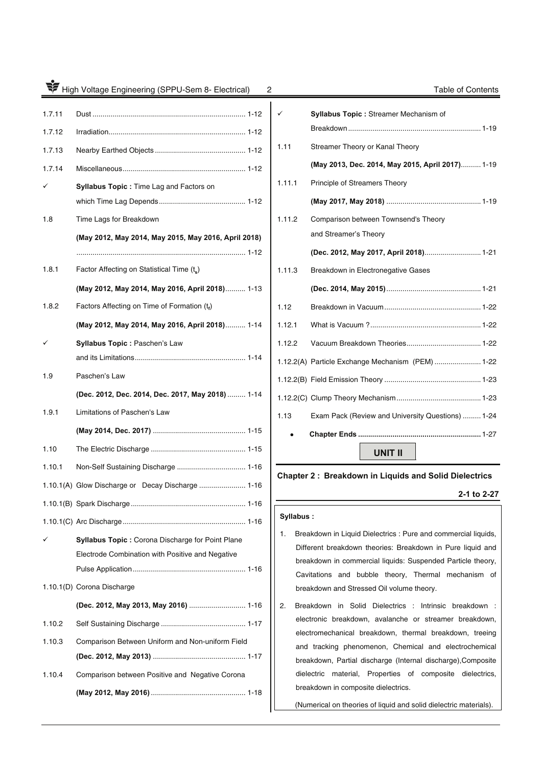| | | |
|---|---|---|
| 1.7.11 | Dust | 1-12 |
| 1.7.12 | Irradiation | 1-12 |
| 1.7.13 | Nearby Earthed Objects | 1-12 |
| 1.7.14 | Miscellaneous | 1-12 |
| ✓ | **Syllabus Topic :** Time Lag and Factors on which Time Lag Depends | 1-12 |
| 1.8 | Time Lags for Breakdown **(May 2012, May 2014, May 2015, May 2016, April 2018)** | 1-12 |
| 1.8.1 | Factor Affecting on Statistical Time ($t_s$) **(May 2012, May 2014, May 2016, April 2018)** | 1-13 |
| 1.8.2 | Factors Affecting on Time of Formation ($t_f$) **(May 2012, May 2014, May 2016, April 2018)** | 1-14 |
| ✓ | **Syllabus Topic :** Paschen's Law and its Limitations | 1-14 |
| 1.9 | Paschen's Law **(Dec. 2012, Dec. 2014, Dec. 2017, May 2018)** | 1-14 |
| 1.9.1 | Limitations of Paschen's Law **(May 2014, Dec. 2017)** | 1-15 |
| 1.10 | The Electric Discharge | 1-15 |
| 1.10.1 | Non-Self Sustaining Discharge | 1-16 |
| 1.10.1(A) | Glow Discharge or Decay Discharge | 1-16 |
| 1.10.1(B) | Spark Discharge | 1-16 |
| 1.10.1(C) | Arc Discharge | 1-16 |
| ✓ | **Syllabus Topic :** Corona Discharge for Point Plane Electrode Combination with Positive and Negative Pulse Application | 1-16 |
| 1.10.1(D) | Corona Discharge **(Dec. 2012, May 2013, May 2016)** | 1-16 |
| 1.10.2 | Self Sustaining Discharge | 1-17 |
| 1.10.3 | Comparison Between Uniform and Non-uniform Field **(Dec. 2012, May 2013)** | 1-17 |
| 1.10.4 | Comparison between Positive and Negative Corona **(May 2012, May 2016)** | 1-18 |
| ✓ | **Syllabus Topic :** Streamer Mechanism of Breakdown | 1-19 |
| 1.11 | Streamer Theory or Kanal Theory **(May 2013, Dec. 2014, May 2015, April 2017)** | 1-19 |
| 1.11.1 | Principle of Streamers Theory **(May 2017, May 2018)** | 1-19 |
| 1.11.2 | Comparison between Townsend's Theory and Streamer's Theory **(Dec. 2012, May 2017, April 2018)** | 1-21 |
| 1.11.3 | Breakdown in Electronegative Gases **(Dec. 2014, May 2015)** | 1-21 |
| 1.12 | Breakdown in Vacuum | 1-22 |
| 1.12.1 | What is Vacuum ? | 1-22 |
| 1.12.2 | Vacuum Breakdown Theories | 1-22 |
| 1.12.2(A) | Particle Exchange Mechanism (PEM) | 1-22 |
| 1.12.2(B) | Field Emission Theory | 1-23 |
| 1.12.2(C) | Clump Theory Mechanism | 1-23 |
| 1.13 | Exam Pack (Review and University Questions) | 1-24 |
| • | **Chapter Ends** | **1-27** |

## UNIT II

### Chapter 2 : Breakdown in Liquids and Solid Dielectrics

**2-1 to 2-27**

**Syllabus :**

1. Breakdown in Liquid Dielectrics : Pure and commercial liquids, Different breakdown theories: Breakdown in Pure liquid and breakdown in commercial liquids: Suspended Particle theory, Cavitations and bubble theory, Thermal mechanism of breakdown and Stressed Oil volume theory.
2. Breakdown in Solid Dielectrics : Intrinsic breakdown : electronic breakdown, avalanche or streamer breakdown, electromechanical breakdown, thermal breakdown, treeing and tracking phenomenon, Chemical and electrochemical breakdown, Partial discharge (Internal discharge),Composite dielectric material, Properties of composite dielectrics, breakdown in composite dielectrics.

   (Numerical on theories of liquid and solid dielectric materials).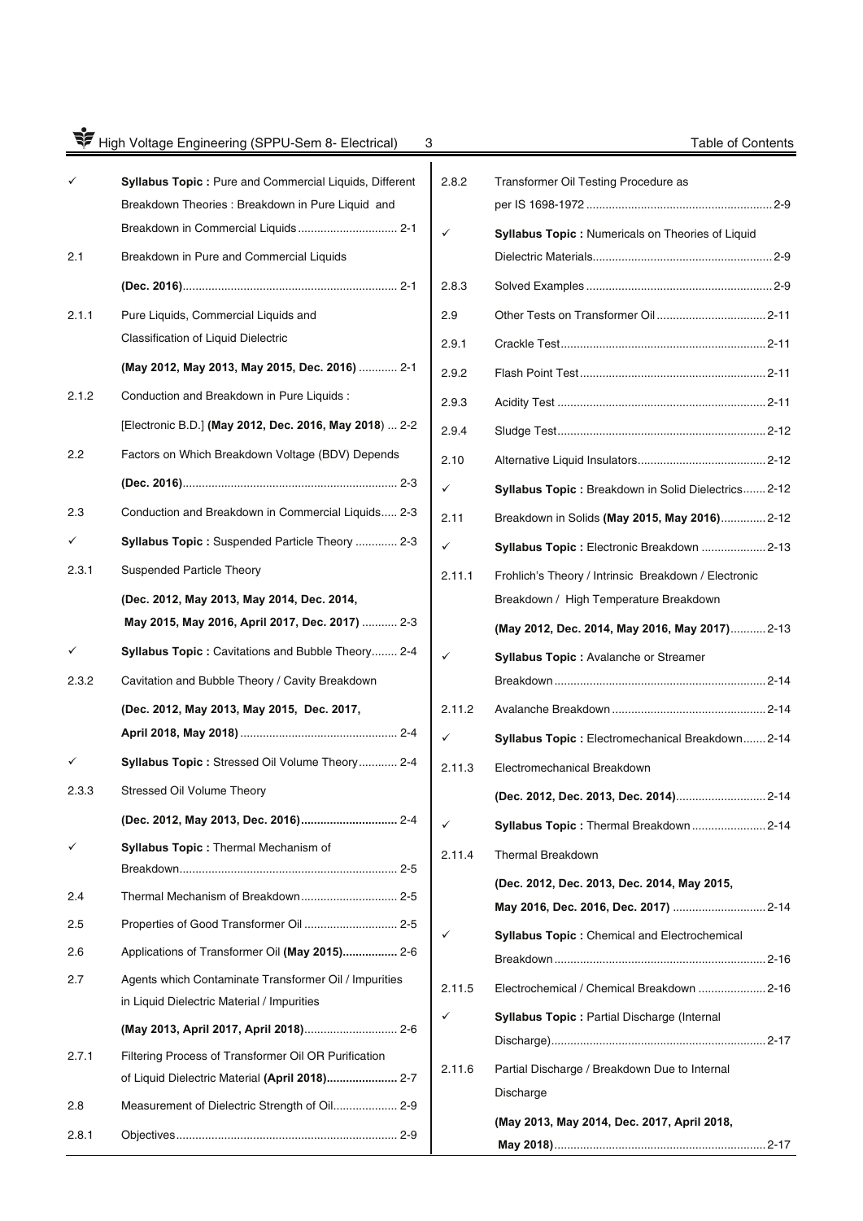| | | |
|---|---|---|
| ✓ | **Syllabus Topic :** Pure and Commercial Liquids, Different Breakdown Theories : Breakdown in Pure Liquid and Breakdown in Commercial Liquids | 2-1 |
| 2.1 | Breakdown in Pure and Commercial Liquids **(Dec. 2016)** | 2-1 |
| 2.1.1 | Pure Liquids, Commercial Liquids and Classification of Liquid Dielectric **(May 2012, May 2013, May 2015, Dec. 2016)** | 2-1 |
| 2.1.2 | Conduction and Breakdown in Pure Liquids : [Electronic B.D.] **(May 2012, Dec. 2016, May 2018)** | 2-2 |
| 2.2 | Factors on Which Breakdown Voltage (BDV) Depends **(Dec. 2016)** | 2-3 |
| 2.3 | Conduction and Breakdown in Commercial Liquids | 2-3 |
| ✓ | **Syllabus Topic :** Suspended Particle Theory | 2-3 |
| 2.3.1 | Suspended Particle Theory **(Dec. 2012, May 2013, May 2014, Dec. 2014, May 2015, May 2016, April 2017, Dec. 2017)** | 2-3 |
| ✓ | **Syllabus Topic :** Cavitations and Bubble Theory | 2-4 |
| 2.3.2 | Cavitation and Bubble Theory / Cavity Breakdown **(Dec. 2012, May 2013, May 2015, Dec. 2017, April 2018, May 2018)** | 2-4 |
| ✓ | **Syllabus Topic :** Stressed Oil Volume Theory | 2-4 |
| 2.3.3 | Stressed Oil Volume Theory **(Dec. 2012, May 2013, Dec. 2016)** | 2-4 |
| ✓ | **Syllabus Topic :** Thermal Mechanism of Breakdown | 2-5 |
| 2.4 | Thermal Mechanism of Breakdown | 2-5 |
| 2.5 | Properties of Good Transformer Oil | 2-5 |
| 2.6 | Applications of Transformer Oil **(May 2015)** | 2-6 |
| 2.7 | Agents which Contaminate Transformer Oil / Impurities in Liquid Dielectric Material / Impurities **(May 2013, April 2017, April 2018)** | 2-6 |
| 2.7.1 | Filtering Process of Transformer Oil OR Purification of Liquid Dielectric Material **(April 2018)** | 2-7 |
| 2.8 | Measurement of Dielectric Strength of Oil | 2-9 |
| 2.8.1 | Objectives | 2-9 |
| 2.8.2 | Transformer Oil Testing Procedure as per IS 1698-1972 | 2-9 |
| ✓ | **Syllabus Topic :** Numericals on Theories of Liquid Dielectric Materials | 2-9 |
| 2.8.3 | Solved Examples | 2-9 |
| 2.9 | Other Tests on Transformer Oil | 2-11 |
| 2.9.1 | Crackle Test | 2-11 |
| 2.9.2 | Flash Point Test | 2-11 |
| 2.9.3 | Acidity Test | 2-11 |
| 2.9.4 | Sludge Test | 2-12 |
| 2.10 | Alternative Liquid Insulators | 2-12 |
| ✓ | **Syllabus Topic :** Breakdown in Solid Dielectrics | 2-12 |
| 2.11 | Breakdown in Solids **(May 2015, May 2016)** | 2-12 |
| ✓ | **Syllabus Topic :** Electronic Breakdown | 2-13 |
| 2.11.1 | Frohlich's Theory / Intrinsic Breakdown / Electronic Breakdown / High Temperature Breakdown **(May 2012, Dec. 2014, May 2016, May 2017)** | 2-13 |
| ✓ | **Syllabus Topic :** Avalanche or Streamer Breakdown | 2-14 |
| 2.11.2 | Avalanche Breakdown | 2-14 |
| ✓ | **Syllabus Topic :** Electromechanical Breakdown | 2-14 |
| 2.11.3 | Electromechanical Breakdown **(Dec. 2012, Dec. 2013, Dec. 2014)** | 2-14 |
| ✓ | **Syllabus Topic :** Thermal Breakdown | 2-14 |
| 2.11.4 | Thermal Breakdown **(Dec. 2012, Dec. 2013, Dec. 2014, May 2015, May 2016, Dec. 2016, Dec. 2017)** | 2-14 |
| ✓ | **Syllabus Topic :** Chemical and Electrochemical Breakdown | 2-16 |
| 2.11.5 | Electrochemical / Chemical Breakdown | 2-16 |
| ✓ | **Syllabus Topic :** Partial Discharge (Internal Discharge) | 2-17 |
| 2.11.6 | Partial Discharge / Breakdown Due to Internal Discharge **(May 2013, May 2014, Dec. 2017, April 2018, May 2018)** | 2-17 |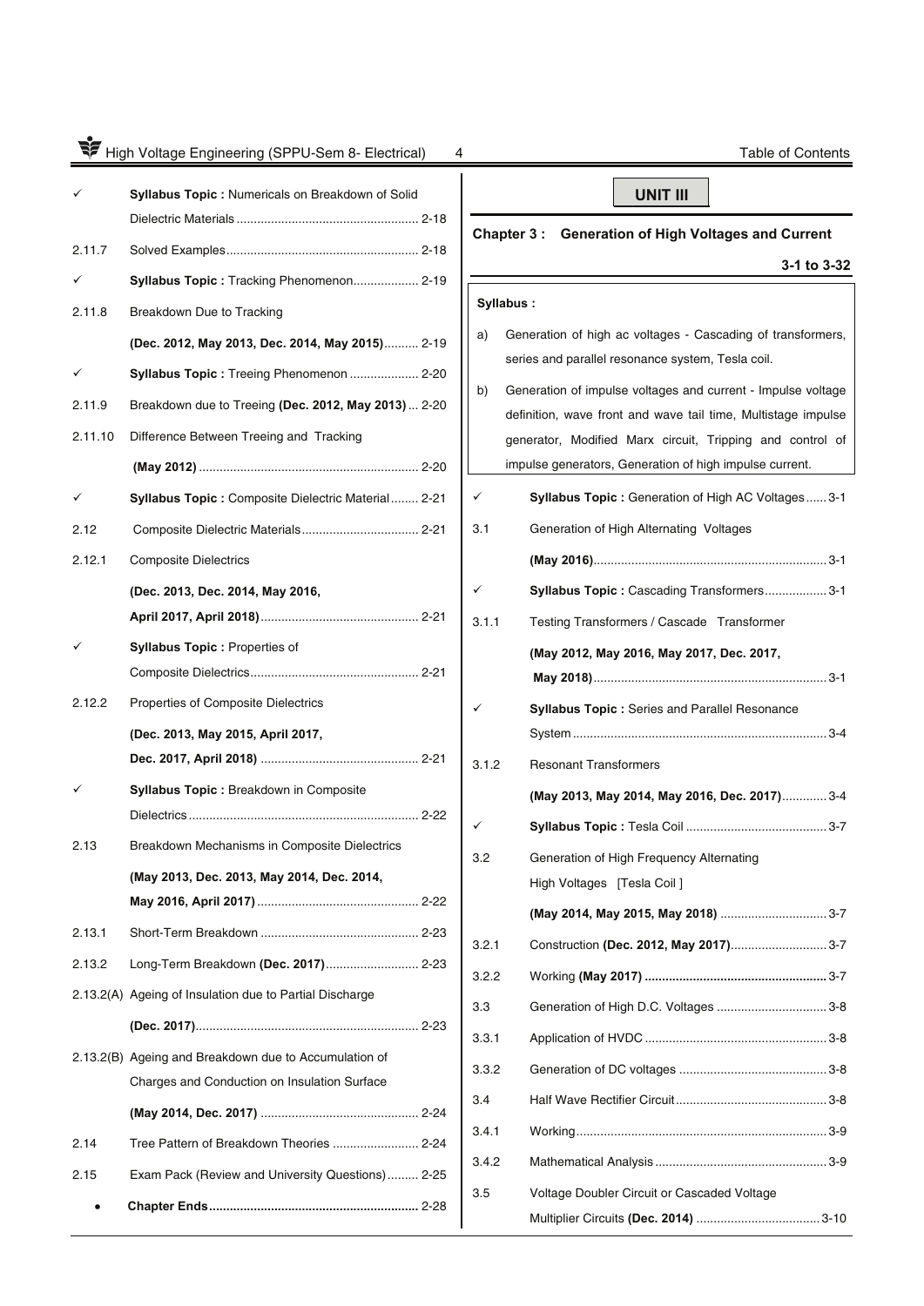| | | |
|---|---|---|
| ✓ | **Syllabus Topic :** Numericals on Breakdown of Solid Dielectric Materials | 2-18 |
| 2.11.7 | Solved Examples | 2-18 |
| ✓ | **Syllabus Topic :** Tracking Phenomenon | 2-19 |
| 2.11.8 | Breakdown Due to Tracking **(Dec. 2012, May 2013, Dec. 2014, May 2015)** | 2-19 |
| ✓ | **Syllabus Topic :** Treeing Phenomenon | 2-20 |
| 2.11.9 | Breakdown due to Treeing **(Dec. 2012, May 2013)** | 2-20 |
| 2.11.10 | Difference Between Treeing and Tracking **(May 2012)** | 2-20 |
| ✓ | **Syllabus Topic :** Composite Dielectric Material | 2-21 |
| 2.12 | Composite Dielectric Materials | 2-21 |
| 2.12.1 | Composite Dielectrics **(Dec. 2013, Dec. 2014, May 2016, April 2017, April 2018)** | 2-21 |
| ✓ | **Syllabus Topic :** Properties of Composite Dielectrics | 2-21 |
| 2.12.2 | Properties of Composite Dielectrics **(Dec. 2013, May 2015, April 2017, Dec. 2017, April 2018)** | 2-21 |
| ✓ | **Syllabus Topic :** Breakdown in Composite Dielectrics | 2-22 |
| 2.13 | Breakdown Mechanisms in Composite Dielectrics **(May 2013, Dec. 2013, May 2014, Dec. 2014, May 2016, April 2017)** | 2-22 |
| 2.13.1 | Short-Term Breakdown | 2-23 |
| 2.13.2 | Long-Term Breakdown **(Dec. 2017)** | 2-23 |
| 2.13.2(A) | Ageing of Insulation due to Partial Discharge **(Dec. 2017)** | 2-23 |
| 2.13.2(B) | Ageing and Breakdown due to Accumulation of Charges and Conduction on Insulation Surface **(May 2014, Dec. 2017)** | 2-24 |
| 2.14 | Tree Pattern of Breakdown Theories | 2-24 |
| 2.15 | Exam Pack (Review and University Questions) | 2-25 |
| • | **Chapter Ends** | 2-28 |

## UNIT III

### Chapter 3 : Generation of High Voltages and Current — 3-1 to 3-32

**Syllabus :**

a) Generation of high ac voltages - Cascading of transformers, series and parallel resonance system, Tesla coil.

b) Generation of impulse voltages and current - Impulse voltage definition, wave front and wave tail time, Multistage impulse generator, Modified Marx circuit, Tripping and control of impulse generators, Generation of high impulse current.

| | | |
|---|---|---|
| ✓ | **Syllabus Topic :** Generation of High AC Voltages | 3-1 |
| 3.1 | Generation of High Alternating Voltages **(May 2016)** | 3-1 |
| ✓ | **Syllabus Topic :** Cascading Transformers | 3-1 |
| 3.1.1 | Testing Transformers / Cascade Transformer **(May 2012, May 2016, May 2017, Dec. 2017, May 2018)** | 3-1 |
| ✓ | **Syllabus Topic :** Series and Parallel Resonance System | 3-4 |
| 3.1.2 | Resonant Transformers **(May 2013, May 2014, May 2016, Dec. 2017)** | 3-4 |
| ✓ | **Syllabus Topic :** Tesla Coil | 3-7 |
| 3.2 | Generation of High Frequency Alternating High Voltages [Tesla Coil] **(May 2014, May 2015, May 2018)** | 3-7 |
| 3.2.1 | Construction **(Dec. 2012, May 2017)** | 3-7 |
| 3.2.2 | Working **(May 2017)** | 3-7 |
| 3.3 | Generation of High D.C. Voltages | 3-8 |
| 3.3.1 | Application of HVDC | 3-8 |
| 3.3.2 | Generation of DC voltages | 3-8 |
| 3.4 | Half Wave Rectifier Circuit | 3-8 |
| 3.4.1 | Working | 3-9 |
| 3.4.2 | Mathematical Analysis | 3-9 |
| 3.5 | Voltage Doubler Circuit or Cascaded Voltage Multiplier Circuits **(Dec. 2014)** | 3-10 |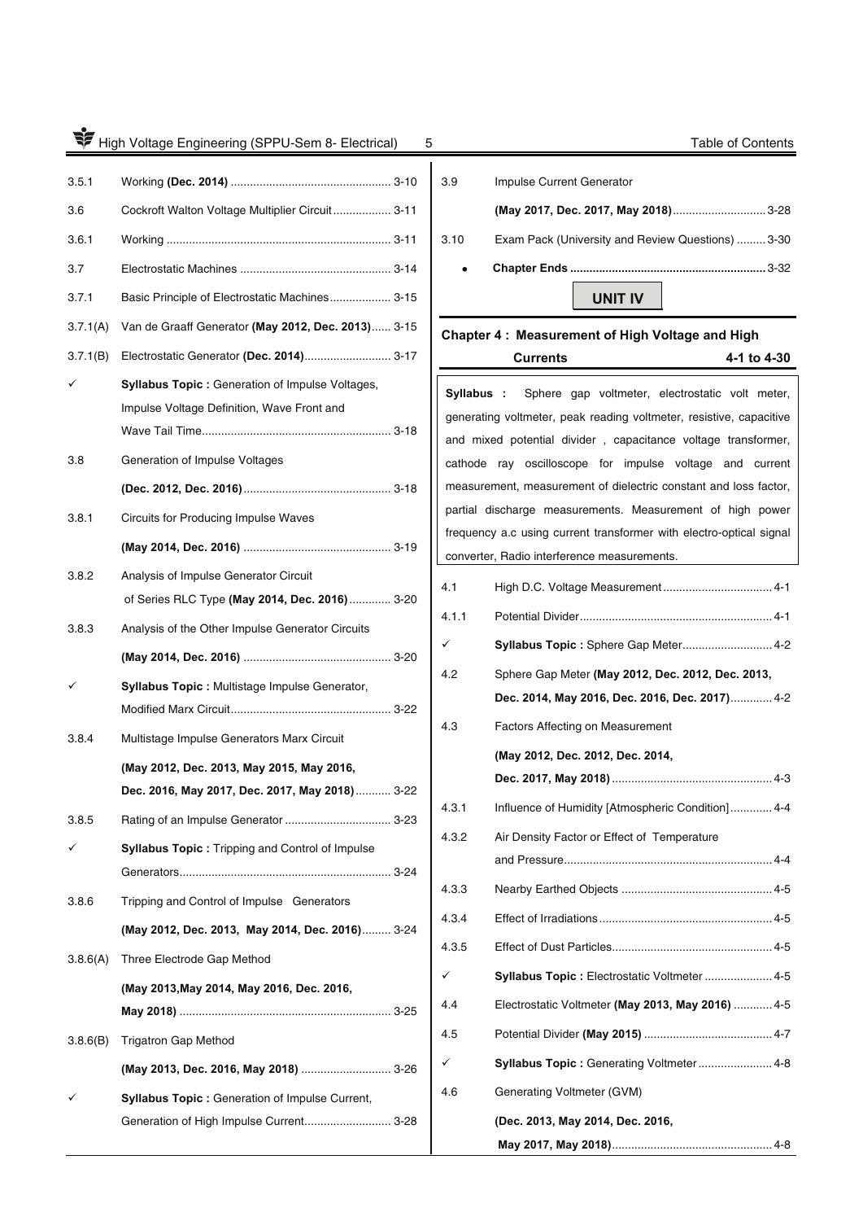| | | |
|---|---|---|
| 3.5.1 | Working **(Dec. 2014)** | 3-10 |
| 3.6 | Cockroft Walton Voltage Multiplier Circuit | 3-11 |
| 3.6.1 | Working | 3-11 |
| 3.7 | Electrostatic Machines | 3-14 |
| 3.7.1 | Basic Principle of Electrostatic Machines | 3-15 |
| 3.7.1(A) | Van de Graaff Generator **(May 2012, Dec. 2013)** | 3-15 |
| 3.7.1(B) | Electrostatic Generator **(Dec. 2014)** | 3-17 |
| ✓ | **Syllabus Topic :** Generation of Impulse Voltages, Impulse Voltage Definition, Wave Front and Wave Tail Time | 3-18 |
| 3.8 | Generation of Impulse Voltages **(Dec. 2012, Dec. 2016)** | 3-18 |
| 3.8.1 | Circuits for Producing Impulse Waves **(May 2014, Dec. 2016)** | 3-19 |
| 3.8.2 | Analysis of Impulse Generator Circuit of Series RLC Type **(May 2014, Dec. 2016)** | 3-20 |
| 3.8.3 | Analysis of the Other Impulse Generator Circuits **(May 2014, Dec. 2016)** | 3-20 |
| ✓ | **Syllabus Topic :** Multistage Impulse Generator, Modified Marx Circuit | 3-22 |
| 3.8.4 | Multistage Impulse Generators Marx Circuit **(May 2012, Dec. 2013, May 2015, May 2016, Dec. 2016, May 2017, Dec. 2017, May 2018)** | 3-22 |
| 3.8.5 | Rating of an Impulse Generator | 3-23 |
| ✓ | **Syllabus Topic :** Tripping and Control of Impulse Generators | 3-24 |
| 3.8.6 | Tripping and Control of Impulse Generators **(May 2012, Dec. 2013, May 2014, Dec. 2016)** | 3-24 |
| 3.8.6(A) | Three Electrode Gap Method **(May 2013,May 2014, May 2016, Dec. 2016, May 2018)** | 3-25 |
| 3.8.6(B) | Trigatron Gap Method **(May 2013, Dec. 2016, May 2018)** | 3-26 |
| ✓ | **Syllabus Topic :** Generation of Impulse Current, Generation of High Impulse Current | 3-28 |
| 3.9 | Impulse Current Generator **(May 2017, Dec. 2017, May 2018)** | 3-28 |
| 3.10 | Exam Pack (University and Review Questions) | 3-30 |
| • | **Chapter Ends** | 3-32 |

## UNIT IV

### Chapter 4 : Measurement of High Voltage and High Currents — 4-1 to 4-30

**Syllabus :** Sphere gap voltmeter, electrostatic volt meter, generating voltmeter, peak reading voltmeter, resistive, capacitive and mixed potential divider , capacitance voltage transformer, cathode ray oscilloscope for impulse voltage and current measurement, measurement of dielectric constant and loss factor, partial discharge measurements. Measurement of high power frequency a.c using current transformer with electro-optical signal converter, Radio interference measurements.

| | | |
|---|---|---|
| 4.1 | High D.C. Voltage Measurement | 4-1 |
| 4.1.1 | Potential Divider | 4-1 |
| ✓ | **Syllabus Topic :** Sphere Gap Meter | 4-2 |
| 4.2 | Sphere Gap Meter **(May 2012, Dec. 2012, Dec. 2013, Dec. 2014, May 2016, Dec. 2016, Dec. 2017)** | 4-2 |
| 4.3 | Factors Affecting on Measurement **(May 2012, Dec. 2012, Dec. 2014, Dec. 2017, May 2018)** | 4-3 |
| 4.3.1 | Influence of Humidity [Atmospheric Condition] | 4-4 |
| 4.3.2 | Air Density Factor or Effect of Temperature and Pressure | 4-4 |
| 4.3.3 | Nearby Earthed Objects | 4-5 |
| 4.3.4 | Effect of Irradiations | 4-5 |
| 4.3.5 | Effect of Dust Particles | 4-5 |
| ✓ | **Syllabus Topic :** Electrostatic Voltmeter | 4-5 |
| 4.4 | Electrostatic Voltmeter **(May 2013, May 2016)** | 4-5 |
| 4.5 | Potential Divider **(May 2015)** | 4-7 |
| ✓ | **Syllabus Topic :** Generating Voltmeter | 4-8 |
| 4.6 | Generating Voltmeter (GVM) **(Dec. 2013, May 2014, Dec. 2016, May 2017, May 2018)** | 4-8 |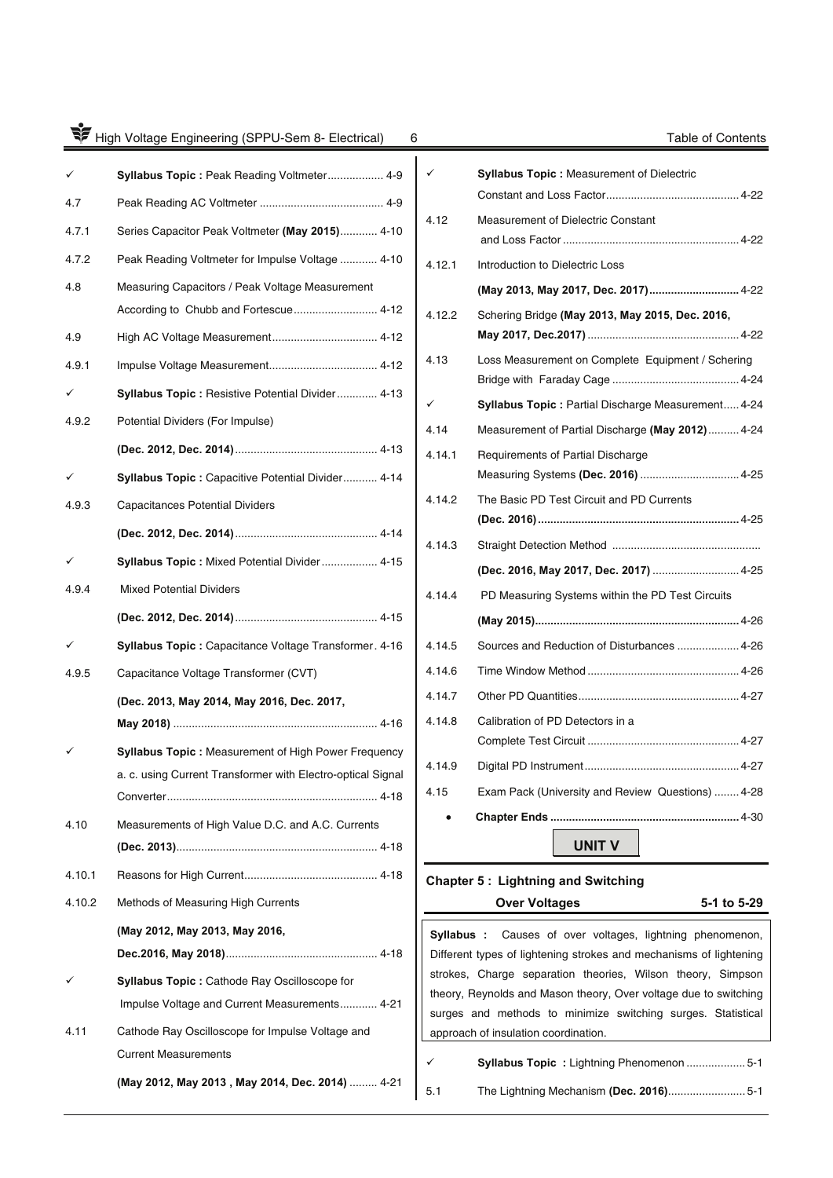| | | |
|---|---|---|
| ✓ | **Syllabus Topic :** Peak Reading Voltmeter | 4-9 |
| 4.7 | Peak Reading AC Voltmeter | 4-9 |
| 4.7.1 | Series Capacitor Peak Voltmeter **(May 2015)** | 4-10 |
| 4.7.2 | Peak Reading Voltmeter for Impulse Voltage | 4-10 |
| 4.8 | Measuring Capacitors / Peak Voltage Measurement According to Chubb and Fortescue | 4-12 |
| 4.9 | High AC Voltage Measurement | 4-12 |
| 4.9.1 | Impulse Voltage Measurement | 4-12 |
| ✓ | **Syllabus Topic :** Resistive Potential Divider | 4-13 |
| 4.9.2 | Potential Dividers (For Impulse) **(Dec. 2012, Dec. 2014)** | 4-13 |
| ✓ | **Syllabus Topic :** Capacitive Potential Divider | 4-14 |
| 4.9.3 | Capacitances Potential Dividers **(Dec. 2012, Dec. 2014)** | 4-14 |
| ✓ | **Syllabus Topic :** Mixed Potential Divider | 4-15 |
| 4.9.4 | Mixed Potential Dividers **(Dec. 2012, Dec. 2014)** | 4-15 |
| ✓ | **Syllabus Topic :** Capacitance Voltage Transformer | 4-16 |
| 4.9.5 | Capacitance Voltage Transformer (CVT) **(Dec. 2013, May 2014, May 2016, Dec. 2017, May 2018)** | 4-16 |
| ✓ | **Syllabus Topic :** Measurement of High Power Frequency a. c. using Current Transformer with Electro-optical Signal Converter | 4-18 |
| 4.10 | Measurements of High Value D.C. and A.C. Currents **(Dec. 2013)** | 4-18 |
| 4.10.1 | Reasons for High Current | 4-18 |
| 4.10.2 | Methods of Measuring High Currents **(May 2012, May 2013, May 2016, Dec.2016, May 2018)** | 4-18 |
| ✓ | **Syllabus Topic :** Cathode Ray Oscilloscope for Impulse Voltage and Current Measurements | 4-21 |
| 4.11 | Cathode Ray Oscilloscope for Impulse Voltage and Current Measurements **(May 2012, May 2013 , May 2014, Dec. 2014)** | 4-21 |
| ✓ | **Syllabus Topic :** Measurement of Dielectric Constant and Loss Factor | 4-22 |
| 4.12 | Measurement of Dielectric Constant and Loss Factor | 4-22 |
| 4.12.1 | Introduction to Dielectric Loss **(May 2013, May 2017, Dec. 2017)** | 4-22 |
| 4.12.2 | Schering Bridge **(May 2013, May 2015, Dec. 2016, May 2017, Dec.2017)** | 4-22 |
| 4.13 | Loss Measurement on Complete Equipment / Schering Bridge with Faraday Cage | 4-24 |
| ✓ | **Syllabus Topic :** Partial Discharge Measurement | 4-24 |
| 4.14 | Measurement of Partial Discharge **(May 2012)** | 4-24 |
| 4.14.1 | Requirements of Partial Discharge Measuring Systems **(Dec. 2016)** | 4-25 |
| 4.14.2 | The Basic PD Test Circuit and PD Currents **(Dec. 2016)** | 4-25 |
| 4.14.3 | Straight Detection Method **(Dec. 2016, May 2017, Dec. 2017)** | 4-25 |
| 4.14.4 | PD Measuring Systems within the PD Test Circuits **(May 2015)** | 4-26 |
| 4.14.5 | Sources and Reduction of Disturbances | 4-26 |
| 4.14.6 | Time Window Method | 4-26 |
| 4.14.7 | Other PD Quantities | 4-27 |
| 4.14.8 | Calibration of PD Detectors in a Complete Test Circuit | 4-27 |
| 4.14.9 | Digital PD Instrument | 4-27 |
| 4.15 | Exam Pack (University and Review Questions) | 4-28 |
| • | **Chapter Ends** | 4-30 |

## UNIT V

### Chapter 5 : Lightning and Switching Over Voltages — 5-1 to 5-29

**Syllabus :** Causes of over voltages, lightning phenomenon, Different types of lightening strokes and mechanisms of lightening strokes, Charge separation theories, Wilson theory, Simpson theory, Reynolds and Mason theory, Over voltage due to switching surges and methods to minimize switching surges. Statistical approach of insulation coordination.

| | | |
|---|---|---|
| ✓ | **Syllabus Topic :** Lightning Phenomenon | 5-1 |
| 5.1 | The Lightning Mechanism **(Dec. 2016)** | 5-1 |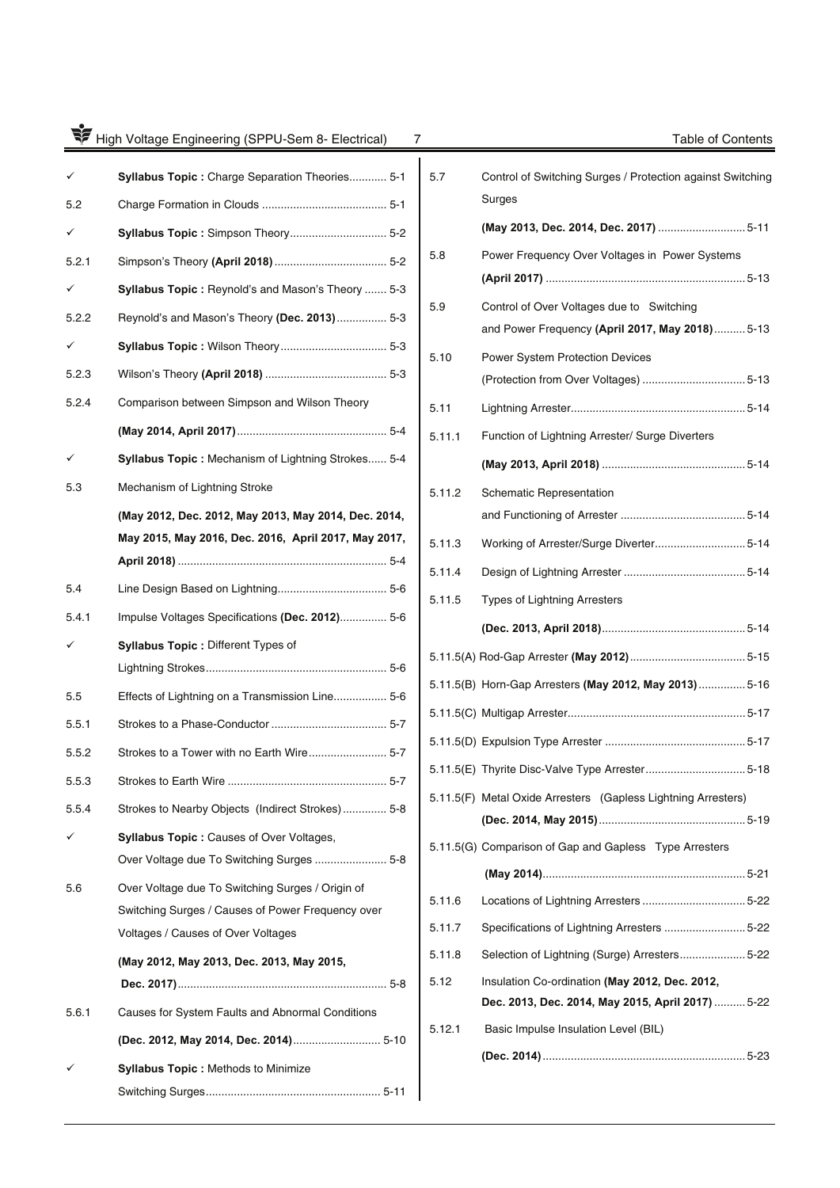| | | |
|---|---|---|
| ✓ | **Syllabus Topic :** Charge Separation Theories | 5-1 |
| 5.2 | Charge Formation in Clouds | 5-1 |
| ✓ | **Syllabus Topic :** Simpson Theory | 5-2 |
| 5.2.1 | Simpson's Theory **(April 2018)** | 5-2 |
| ✓ | **Syllabus Topic :** Reynold's and Mason's Theory | 5-3 |
| 5.2.2 | Reynold's and Mason's Theory **(Dec. 2013)** | 5-3 |
| ✓ | **Syllabus Topic :** Wilson Theory | 5-3 |
| 5.2.3 | Wilson's Theory **(April 2018)** | 5-3 |
| 5.2.4 | Comparison between Simpson and Wilson Theory **(May 2014, April 2017)** | 5-4 |
| ✓ | **Syllabus Topic :** Mechanism of Lightning Strokes | 5-4 |
| 5.3 | Mechanism of Lightning Stroke **(May 2012, Dec. 2012, May 2013, May 2014, Dec. 2014, May 2015, May 2016, Dec. 2016, April 2017, May 2017, April 2018)** | 5-4 |
| 5.4 | Line Design Based on Lightning | 5-6 |
| 5.4.1 | Impulse Voltages Specifications **(Dec. 2012)** | 5-6 |
| ✓ | **Syllabus Topic :** Different Types of Lightning Strokes | 5-6 |
| 5.5 | Effects of Lightning on a Transmission Line | 5-6 |
| 5.5.1 | Strokes to a Phase-Conductor | 5-7 |
| 5.5.2 | Strokes to a Tower with no Earth Wire | 5-7 |
| 5.5.3 | Strokes to Earth Wire | 5-7 |
| 5.5.4 | Strokes to Nearby Objects (Indirect Strokes) | 5-8 |
| ✓ | **Syllabus Topic :** Causes of Over Voltages, Over Voltage due To Switching Surges | 5-8 |
| 5.6 | Over Voltage due To Switching Surges / Origin of Switching Surges / Causes of Power Frequency over Voltages / Causes of Over Voltages **(May 2012, May 2013, Dec. 2013, May 2015, Dec. 2017)** | 5-8 |
| 5.6.1 | Causes for System Faults and Abnormal Conditions **(Dec. 2012, May 2014, Dec. 2014)** | 5-10 |
| ✓ | **Syllabus Topic :** Methods to Minimize Switching Surges | 5-11 |
| 5.7 | Control of Switching Surges / Protection against Switching Surges **(May 2013, Dec. 2014, Dec. 2017)** | 5-11 |
| 5.8 | Power Frequency Over Voltages in Power Systems **(April 2017)** | 5-13 |
| 5.9 | Control of Over Voltages due to Switching and Power Frequency **(April 2017, May 2018)** | 5-13 |
| 5.10 | Power System Protection Devices (Protection from Over Voltages) | 5-13 |
| 5.11 | Lightning Arrester | 5-14 |
| 5.11.1 | Function of Lightning Arrester/ Surge Diverters **(May 2013, April 2018)** | 5-14 |
| 5.11.2 | Schematic Representation and Functioning of Arrester | 5-14 |
| 5.11.3 | Working of Arrester/Surge Diverter | 5-14 |
| 5.11.4 | Design of Lightning Arrester | 5-14 |
| 5.11.5 | Types of Lightning Arresters **(Dec. 2013, April 2018)** | 5-14 |
| 5.11.5(A) | Rod-Gap Arrester **(May 2012)** | 5-15 |
| 5.11.5(B) | Horn-Gap Arresters **(May 2012, May 2013)** | 5-16 |
| 5.11.5(C) | Multigap Arrester | 5-17 |
| 5.11.5(D) | Expulsion Type Arrester | 5-17 |
| 5.11.5(E) | Thyrite Disc-Valve Type Arrester | 5-18 |
| 5.11.5(F) | Metal Oxide Arresters (Gapless Lightning Arresters) **(Dec. 2014, May 2015)** | 5-19 |
| 5.11.5(G) | Comparison of Gap and Gapless Type Arresters **(May 2014)** | 5-21 |
| 5.11.6 | Locations of Lightning Arresters | 5-22 |
| 5.11.7 | Specifications of Lightning Arresters | 5-22 |
| 5.11.8 | Selection of Lightning (Surge) Arresters | 5-22 |
| 5.12 | Insulation Co-ordination **(May 2012, Dec. 2012, Dec. 2013, Dec. 2014, May 2015, April 2017)** | 5-22 |
| 5.12.1 | Basic Impulse Insulation Level (BIL) **(Dec. 2014)** | 5-23 |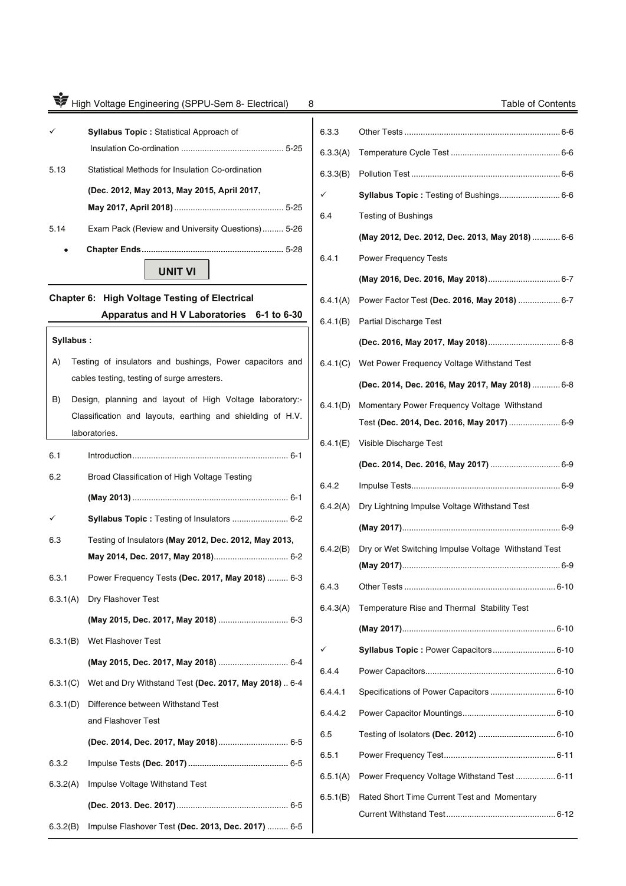| | | |
|---|---|---|
| ✓ | **Syllabus Topic :** Statistical Approach of Insulation Co-ordination | 5-25 |
| 5.13 | Statistical Methods for Insulation Co-ordination **(Dec. 2012, May 2013, May 2015, April 2017, May 2017, April 2018)** | 5-25 |
| 5.14 | Exam Pack (Review and University Questions) | 5-26 |
| • | **Chapter Ends** | **5-28** |

**UNIT VI**

**Chapter 6: High Voltage Testing of Electrical Apparatus and H V Laboratories 6-1 to 6-30**

**Syllabus :**

A) Testing of insulators and bushings, Power capacitors and cables testing, testing of surge arresters.

B) Design, planning and layout of High Voltage laboratory:- Classification and layouts, earthing and shielding of H.V. laboratories.

| | | |
|---|---|---|
| 6.1 | Introduction | 6-1 |
| 6.2 | Broad Classification of High Voltage Testing **(May 2013)** | 6-1 |
| ✓ | **Syllabus Topic :** Testing of Insulators | 6-2 |
| 6.3 | Testing of Insulators **(May 2012, Dec. 2012, May 2013, May 2014, Dec. 2017, May 2018)** | 6-2 |
| 6.3.1 | Power Frequency Tests **(Dec. 2017, May 2018)** | 6-3 |
| 6.3.1(A) | Dry Flashover Test **(May 2015, Dec. 2017, May 2018)** | 6-3 |
| 6.3.1(B) | Wet Flashover Test **(May 2015, Dec. 2017, May 2018)** | 6-4 |
| 6.3.1(C) | Wet and Dry Withstand Test **(Dec. 2017, May 2018)** | 6-4 |
| 6.3.1(D) | Difference between Withstand Test and Flashover Test **(Dec. 2014, Dec. 2017, May 2018)** | 6-5 |
| 6.3.2 | Impulse Tests **(Dec. 2017)** | **6-5** |
| 6.3.2(A) | Impulse Voltage Withstand Test **(Dec. 2013. Dec. 2017)** | 6-5 |
| 6.3.2(B) | Impulse Flashover Test **(Dec. 2013, Dec. 2017)** | 6-5 |
| 6.3.3 | Other Tests | 6-6 |
| 6.3.3(A) | Temperature Cycle Test | 6-6 |
| 6.3.3(B) | Pollution Test | 6-6 |
| ✓ | **Syllabus Topic :** Testing of Bushings | 6-6 |
| 6.4 | Testing of Bushings **(May 2012, Dec. 2012, Dec. 2013, May 2018)** | 6-6 |
| 6.4.1 | Power Frequency Tests **(May 2016, Dec. 2016, May 2018)** | 6-7 |
| 6.4.1(A) | Power Factor Test **(Dec. 2016, May 2018)** | 6-7 |
| 6.4.1(B) | Partial Discharge Test **(Dec. 2016, May 2017, May 2018)** | 6-8 |
| 6.4.1(C) | Wet Power Frequency Voltage Withstand Test **(Dec. 2014, Dec. 2016, May 2017, May 2018)** | 6-8 |
| 6.4.1(D) | Momentary Power Frequency Voltage Withstand Test **(Dec. 2014, Dec. 2016, May 2017)** | 6-9 |
| 6.4.1(E) | Visible Discharge Test **(Dec. 2014, Dec. 2016, May 2017)** | 6-9 |
| 6.4.2 | Impulse Tests | 6-9 |
| 6.4.2(A) | Dry Lightning Impulse Voltage Withstand Test **(May 2017)** | 6-9 |
| 6.4.2(B) | Dry or Wet Switching Impulse Voltage Withstand Test **(May 2017)** | 6-9 |
| 6.4.3 | Other Tests | 6-10 |
| 6.4.3(A) | Temperature Rise and Thermal Stability Test **(May 2017)** | 6-10 |
| ✓ | **Syllabus Topic :** Power Capacitors | 6-10 |
| 6.4.4 | Power Capacitors | 6-10 |
| 6.4.4.1 | Specifications of Power Capacitors | 6-10 |
| 6.4.4.2 | Power Capacitor Mountings | 6-10 |
| 6.5 | Testing of Isolators **(Dec. 2012)** | **6-10** |
| 6.5.1 | Power Frequency Test | 6-11 |
| 6.5.1(A) | Power Frequency Voltage Withstand Test | 6-11 |
| 6.5.1(B) | Rated Short Time Current Test and Momentary Current Withstand Test | 6-12 |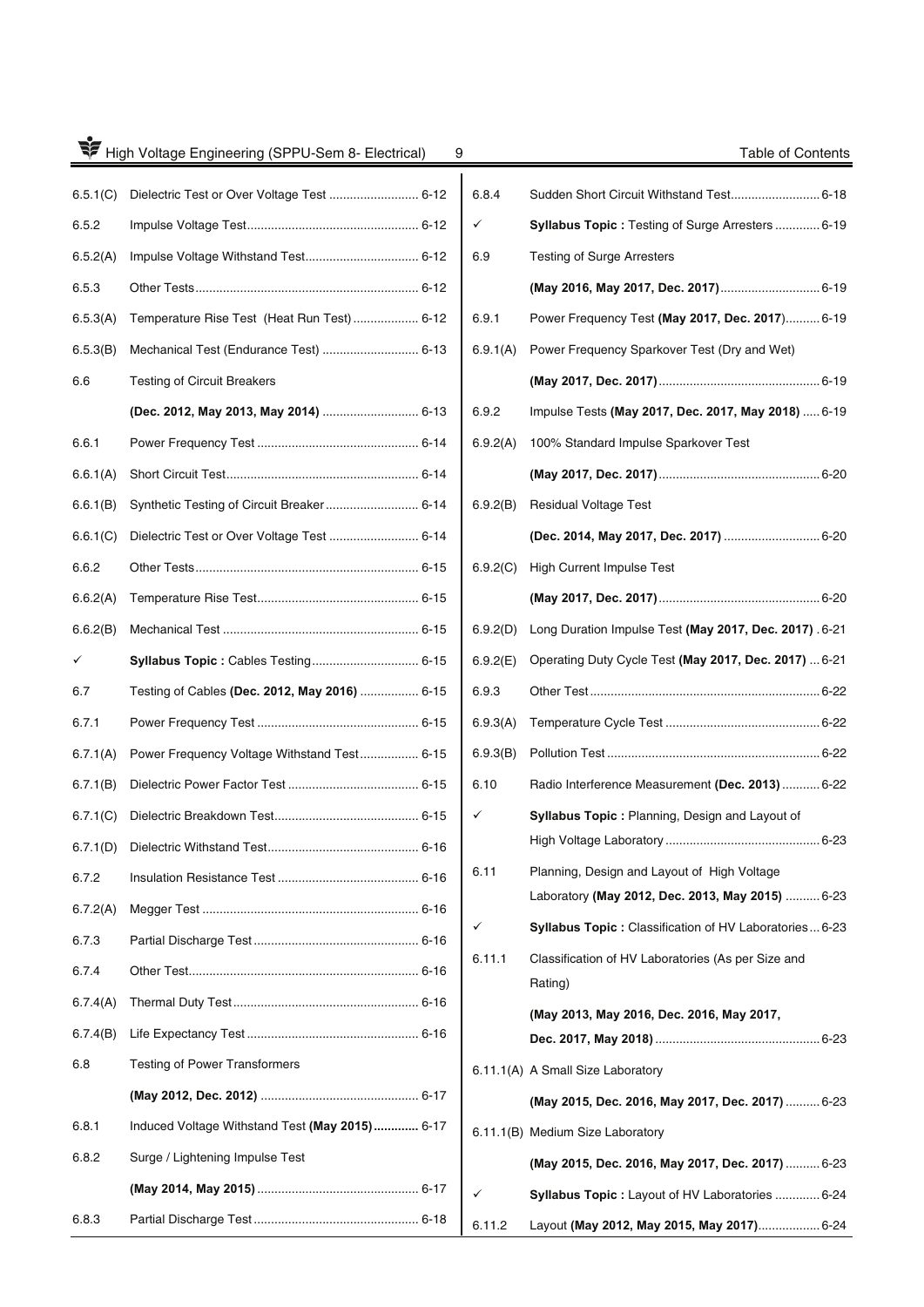| | | |
|---|---|---|
| 6.5.1(C) | Dielectric Test or Over Voltage Test | 6-12 |
| 6.5.2 | Impulse Voltage Test | 6-12 |
| 6.5.2(A) | Impulse Voltage Withstand Test | 6-12 |
| 6.5.3 | Other Tests | 6-12 |
| 6.5.3(A) | Temperature Rise Test (Heat Run Test) | 6-12 |
| 6.5.3(B) | Mechanical Test (Endurance Test) | 6-13 |
| 6.6 | Testing of Circuit Breakers **(Dec. 2012, May 2013, May 2014)** | 6-13 |
| 6.6.1 | Power Frequency Test | 6-14 |
| 6.6.1(A) | Short Circuit Test | 6-14 |
| 6.6.1(B) | Synthetic Testing of Circuit Breaker | 6-14 |
| 6.6.1(C) | Dielectric Test or Over Voltage Test | 6-14 |
| 6.6.2 | Other Tests | 6-15 |
| 6.6.2(A) | Temperature Rise Test | 6-15 |
| 6.6.2(B) | Mechanical Test | 6-15 |
| ✓ | **Syllabus Topic :** Cables Testing | 6-15 |
| 6.7 | Testing of Cables **(Dec. 2012, May 2016)** | 6-15 |
| 6.7.1 | Power Frequency Test | 6-15 |
| 6.7.1(A) | Power Frequency Voltage Withstand Test | 6-15 |
| 6.7.1(B) | Dielectric Power Factor Test | 6-15 |
| 6.7.1(C) | Dielectric Breakdown Test | 6-15 |
| 6.7.1(D) | Dielectric Withstand Test | 6-16 |
| 6.7.2 | Insulation Resistance Test | 6-16 |
| 6.7.2(A) | Megger Test | 6-16 |
| 6.7.3 | Partial Discharge Test | 6-16 |
| 6.7.4 | Other Test | 6-16 |
| 6.7.4(A) | Thermal Duty Test | 6-16 |
| 6.7.4(B) | Life Expectancy Test | 6-16 |
| 6.8 | Testing of Power Transformers **(May 2012, Dec. 2012)** | 6-17 |
| 6.8.1 | Induced Voltage Withstand Test **(May 2015)** | 6-17 |
| 6.8.2 | Surge / Lightening Impulse Test **(May 2014, May 2015)** | 6-17 |
| 6.8.3 | Partial Discharge Test | 6-18 |
| 6.8.4 | Sudden Short Circuit Withstand Test | 6-18 |
| ✓ | **Syllabus Topic :** Testing of Surge Arresters | 6-19 |
| 6.9 | Testing of Surge Arresters **(May 2016, May 2017, Dec. 2017)** | 6-19 |
| 6.9.1 | Power Frequency Test **(May 2017, Dec. 2017)** | 6-19 |
| 6.9.1(A) | Power Frequency Sparkover Test (Dry and Wet) **(May 2017, Dec. 2017)** | 6-19 |
| 6.9.2 | Impulse Tests **(May 2017, Dec. 2017, May 2018)** | 6-19 |
| 6.9.2(A) | 100% Standard Impulse Sparkover Test **(May 2017, Dec. 2017)** | 6-20 |
| 6.9.2(B) | Residual Voltage Test **(Dec. 2014, May 2017, Dec. 2017)** | 6-20 |
| 6.9.2(C) | High Current Impulse Test **(May 2017, Dec. 2017)** | 6-20 |
| 6.9.2(D) | Long Duration Impulse Test **(May 2017, Dec. 2017)** | 6-21 |
| 6.9.2(E) | Operating Duty Cycle Test **(May 2017, Dec. 2017)** | 6-21 |
| 6.9.3 | Other Test | 6-22 |
| 6.9.3(A) | Temperature Cycle Test | 6-22 |
| 6.9.3(B) | Pollution Test | 6-22 |
| 6.10 | Radio Interference Measurement **(Dec. 2013)** | 6-22 |
| ✓ | **Syllabus Topic :** Planning, Design and Layout of High Voltage Laboratory | 6-23 |
| 6.11 | Planning, Design and Layout of High Voltage Laboratory **(May 2012, Dec. 2013, May 2015)** | 6-23 |
| ✓ | **Syllabus Topic :** Classification of HV Laboratories | 6-23 |
| 6.11.1 | Classification of HV Laboratories (As per Size and Rating) **(May 2013, May 2016, Dec. 2016, May 2017, Dec. 2017, May 2018)** | 6-23 |
| 6.11.1(A) | A Small Size Laboratory **(May 2015, Dec. 2016, May 2017, Dec. 2017)** | 6-23 |
| 6.11.1(B) | Medium Size Laboratory **(May 2015, Dec. 2016, May 2017, Dec. 2017)** | 6-23 |
| ✓ | **Syllabus Topic :** Layout of HV Laboratories | 6-24 |
| 6.11.2 | Layout **(May 2012, May 2015, May 2017)** | 6-24 |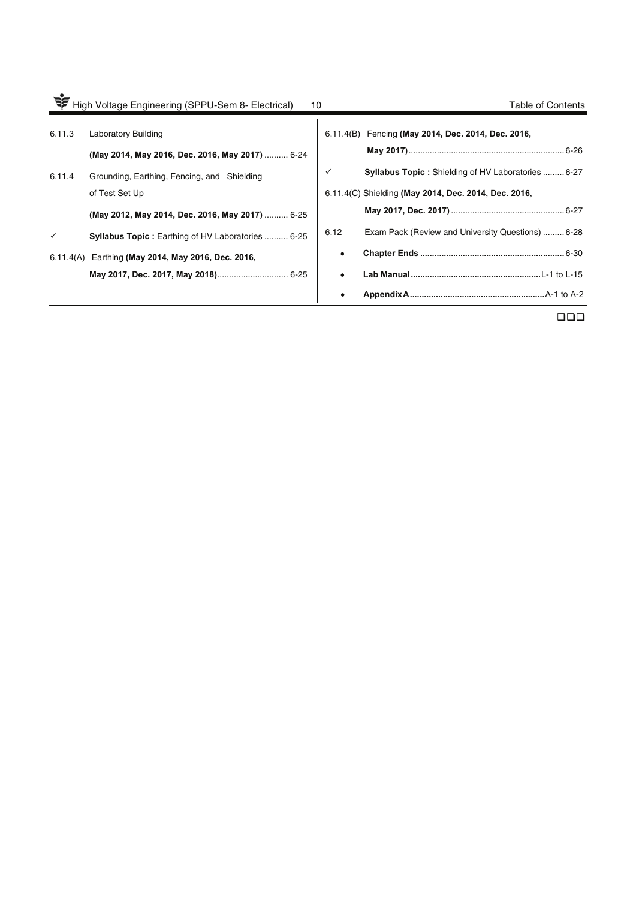6.11.3 Laboratory Building

**(May 2014, May 2016, Dec. 2016, May 2017)** .......... 6-24

6.11.4 Grounding, Earthing, Fencing, and Shielding of Test Set Up

**(May 2012, May 2014, Dec. 2016, May 2017)** .......... 6-25

✓ **Syllabus Topic :** Earthing of HV Laboratories .......... 6-25

6.11.4(A) Earthing **(May 2014, May 2016, Dec. 2016, May 2017, Dec. 2017, May 2018)**.............................. 6-25

6.11.4(B) Fencing **(May 2014, Dec. 2014, Dec. 2016, May 2017)**.................................................................. 6-26

✓ **Syllabus Topic :** Shielding of HV Laboratories ......... 6-27

6.11.4(C) Shielding **(May 2014, Dec. 2014, Dec. 2016, May 2017, Dec. 2017)** ................................................ 6-27

6.12 Exam Pack (Review and University Questions) ......... 6-28

- **Chapter Ends** ............................................................. 6-30
- **Lab Manual**.......................................................L-1 to L-15
- **Appendix A**.........................................................A-1 to A-2

❑❑❑